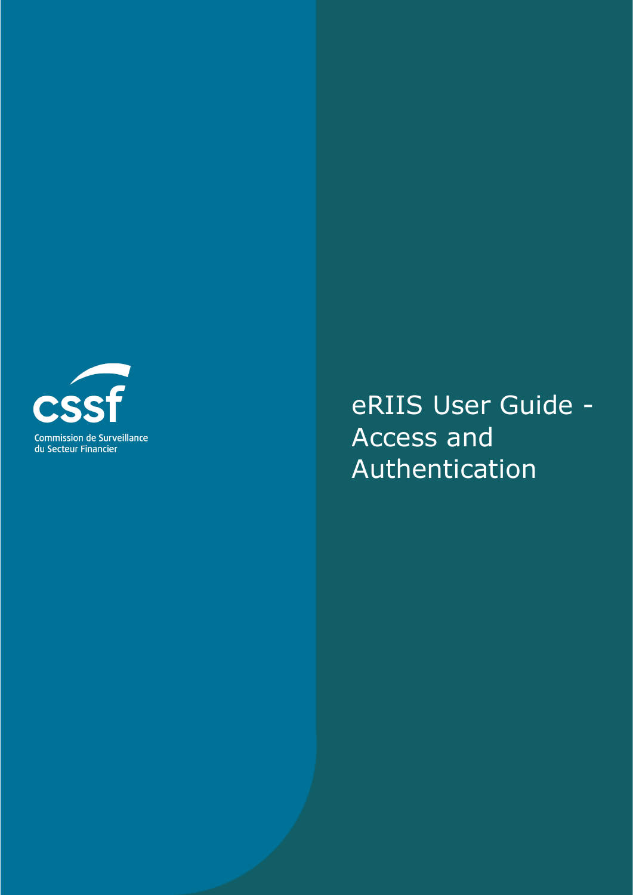Commission de Surveillance du Secteur Financier

# eRIIS User Guide - Access and Authentication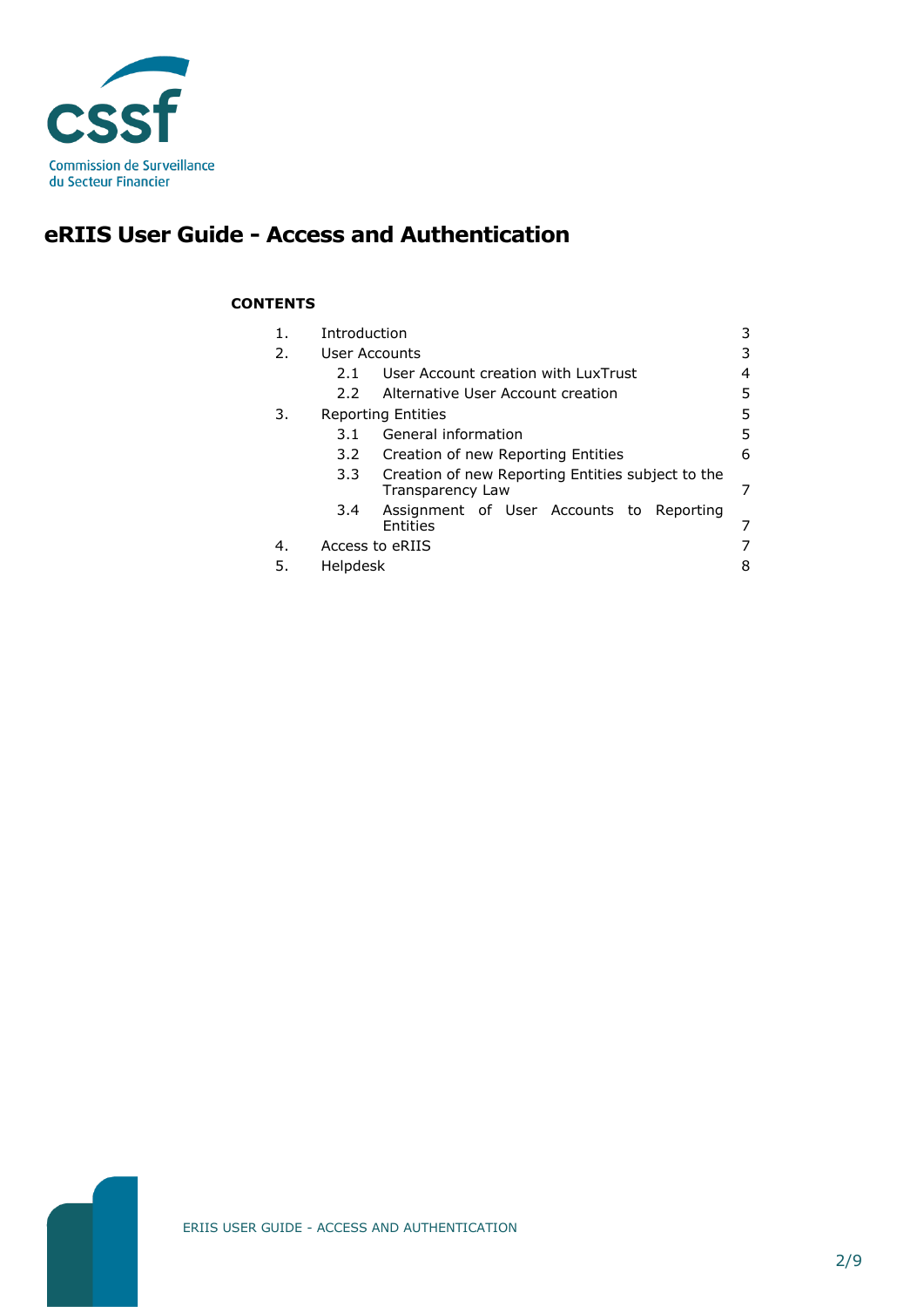# eRIIS User Guide - Access and Authentication

**CONTENTS**

| | | |
|---|---|---|
| 1. | Introduction | 3 |
| 2. | User Accounts | 3 |
| 2.1 | User Account creation with LuxTrust | 4 |
| 2.2 | Alternative User Account creation | 5 |
| 3. | Reporting Entities | 5 |
| 3.1 | General information | 5 |
| 3.2 | Creation of new Reporting Entities | 6 |
| 3.3 | Creation of new Reporting Entities subject to the Transparency Law | 7 |
| 3.4 | Assignment of User Accounts to Reporting Entities | 7 |
| 4. | Access to eRIIS | 7 |
| 5. | Helpdesk | 8 |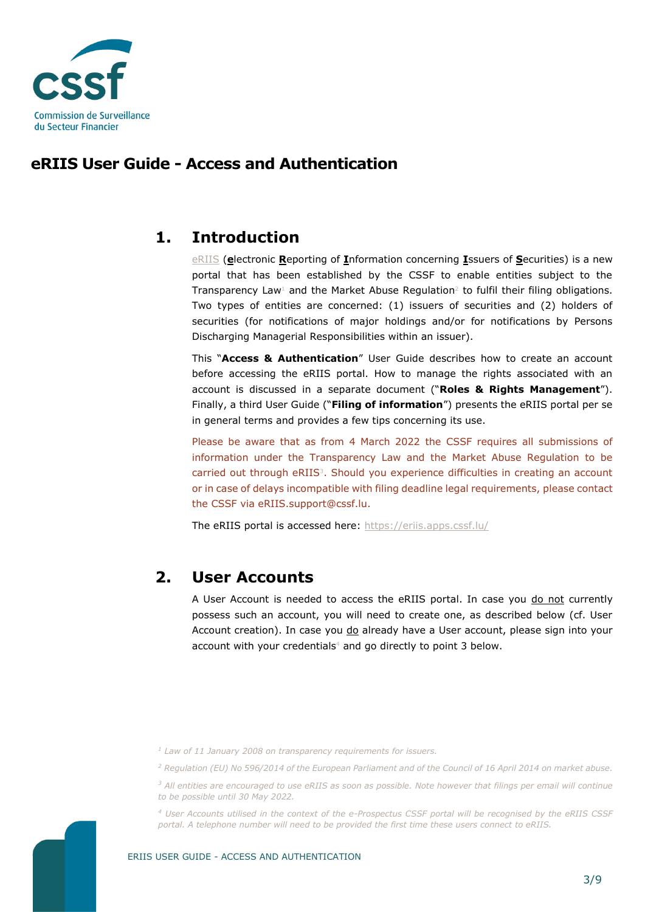# eRIIS User Guide - Access and Authentication

## 1. Introduction

eRIIS (**e**lectronic **R**eporting of **I**nformation concerning **I**ssuers of **S**ecurities) is a new portal that has been established by the CSSF to enable entities subject to the Transparency Law[1] and the Market Abuse Regulation[2] to fulfil their filing obligations. Two types of entities are concerned: (1) issuers of securities and (2) holders of securities (for notifications of major holdings and/or for notifications by Persons Discharging Managerial Responsibilities within an issuer).

This "**Access & Authentication**" User Guide describes how to create an account before accessing the eRIIS portal. How to manage the rights associated with an account is discussed in a separate document ("**Roles & Rights Management**"). Finally, a third User Guide ("**Filing of information**") presents the eRIIS portal per se in general terms and provides a few tips concerning its use.

Please be aware that as from 4 March 2022 the CSSF requires all submissions of information under the Transparency Law and the Market Abuse Regulation to be carried out through eRIIS[3]. Should you experience difficulties in creating an account or in case of delays incompatible with filing deadline legal requirements, please contact the CSSF via eRIIS.support@cssf.lu.

The eRIIS portal is accessed here: https://eriis.apps.cssf.lu/

## 2. User Accounts

A User Account is needed to access the eRIIS portal. In case you do not currently possess such an account, you will need to create one, as described below (cf. User Account creation). In case you do already have a User account, please sign into your account with your credentials[4] and go directly to point 3 below.

---

*[1] Law of 11 January 2008 on transparency requirements for issuers.*

*[2] Regulation (EU) No 596/2014 of the European Parliament and of the Council of 16 April 2014 on market abuse.*

*[3] All entities are encouraged to use eRIIS as soon as possible. Note however that filings per email will continue to be possible until 30 May 2022.*

*[4] User Accounts utilised in the context of the e-Prospectus CSSF portal will be recognised by the eRIIS CSSF portal. A telephone number will need to be provided the first time these users connect to eRIIS.*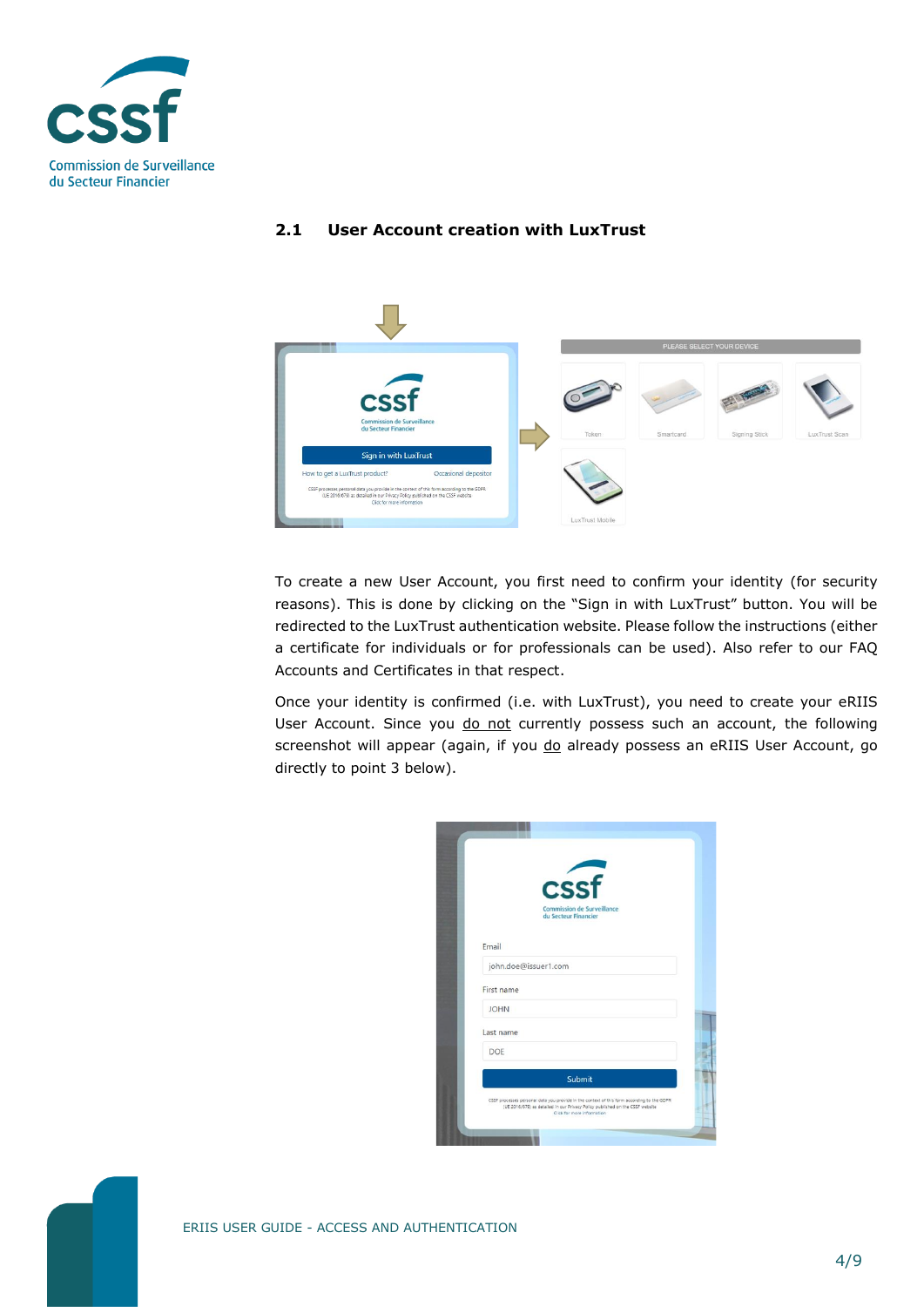## 2.1 User Account creation with LuxTrust

To create a new User Account, you first need to confirm your identity (for security reasons). This is done by clicking on the "Sign in with LuxTrust" button. You will be redirected to the LuxTrust authentication website. Please follow the instructions (either a certificate for individuals or for professionals can be used). Also refer to our FAQ Accounts and Certificates in that respect.

Once your identity is confirmed (i.e. with LuxTrust), you need to create your eRIIS User Account. Since you do not currently possess such an account, the following screenshot will appear (again, if you do already possess an eRIIS User Account, go directly to point 3 below).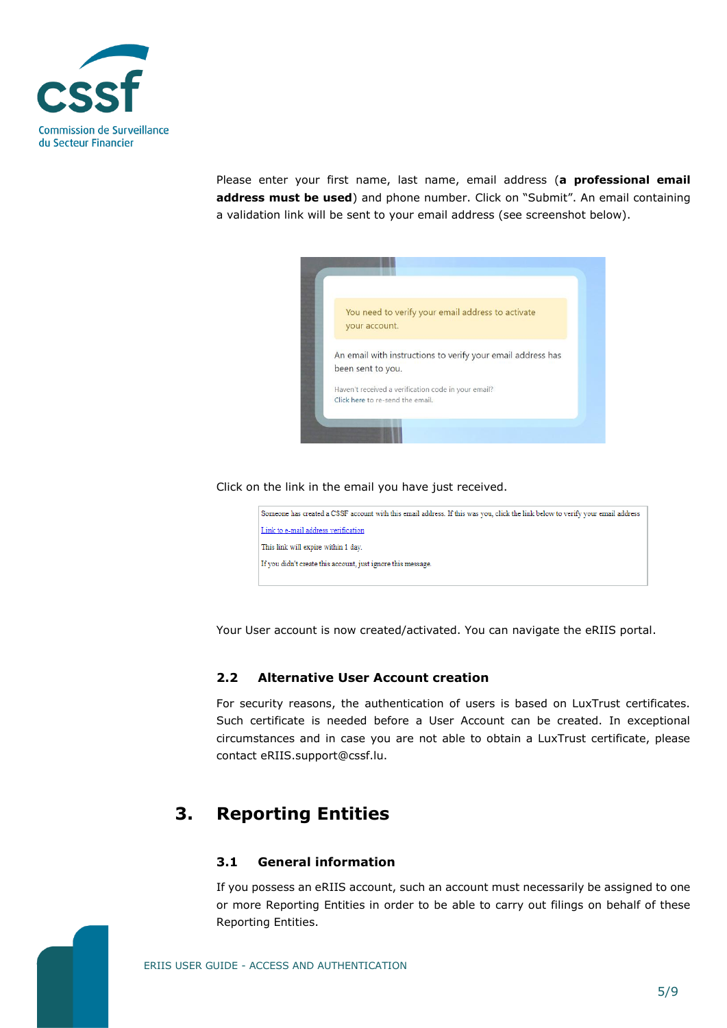Please enter your first name, last name, email address (**a professional email address must be used**) and phone number. Click on "Submit". An email containing a validation link will be sent to your email address (see screenshot below).

Click on the link in the email you have just received.

Your User account is now created/activated. You can navigate the eRIIS portal.

### 2.2 Alternative User Account creation

For security reasons, the authentication of users is based on LuxTrust certificates. Such certificate is needed before a User Account can be created. In exceptional circumstances and in case you are not able to obtain a LuxTrust certificate, please contact eRIIS.support@cssf.lu.

## 3. Reporting Entities

### 3.1 General information

If you possess an eRIIS account, such an account must necessarily be assigned to one or more Reporting Entities in order to be able to carry out filings on behalf of these Reporting Entities.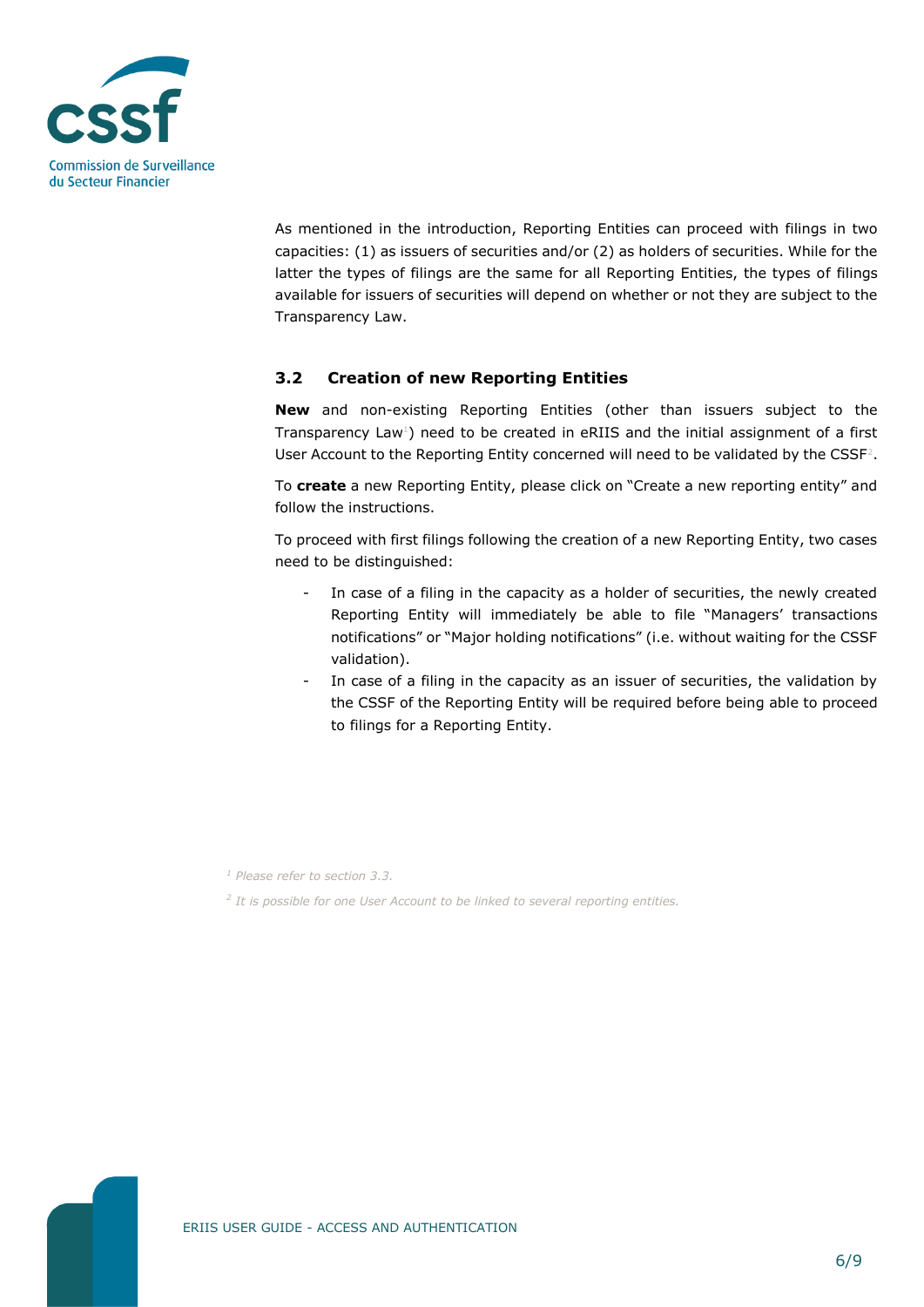As mentioned in the introduction, Reporting Entities can proceed with filings in two capacities: (1) as issuers of securities and/or (2) as holders of securities. While for the latter the types of filings are the same for all Reporting Entities, the types of filings available for issuers of securities will depend on whether or not they are subject to the Transparency Law.

## 3.2 Creation of new Reporting Entities

**New** and non-existing Reporting Entities (other than issuers subject to the Transparency Law[1]) need to be created in eRIIS and the initial assignment of a first User Account to the Reporting Entity concerned will need to be validated by the CSSF[2].

To **create** a new Reporting Entity, please click on "Create a new reporting entity" and follow the instructions.

To proceed with first filings following the creation of a new Reporting Entity, two cases need to be distinguished:

- In case of a filing in the capacity as a holder of securities, the newly created Reporting Entity will immediately be able to file "Managers' transactions notifications" or "Major holding notifications" (i.e. without waiting for the CSSF validation).
- In case of a filing in the capacity as an issuer of securities, the validation by the CSSF of the Reporting Entity will be required before being able to proceed to filings for a Reporting Entity.

[1] *Please refer to section 3.3.*

[2] *It is possible for one User Account to be linked to several reporting entities.*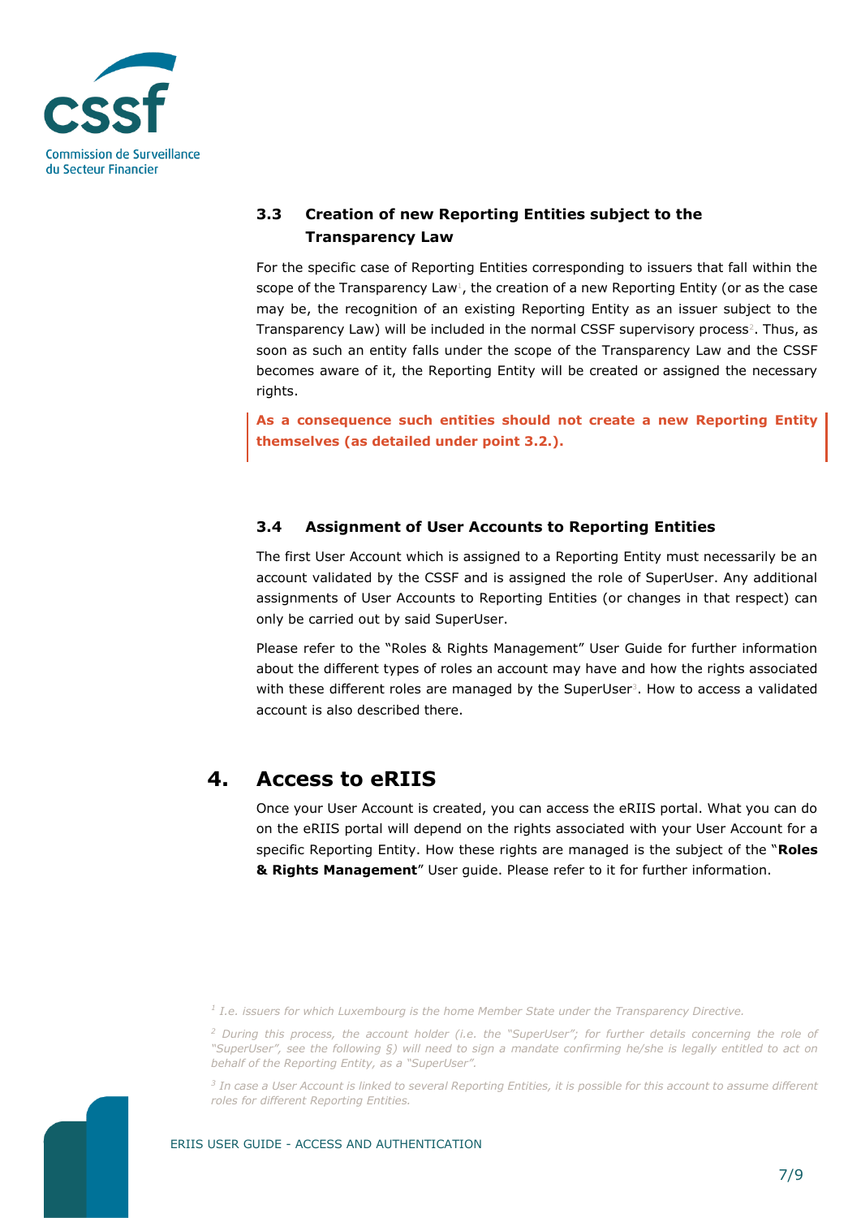### 3.3 Creation of new Reporting Entities subject to the Transparency Law

For the specific case of Reporting Entities corresponding to issuers that fall within the scope of the Transparency Law[1], the creation of a new Reporting Entity (or as the case may be, the recognition of an existing Reporting Entity as an issuer subject to the Transparency Law) will be included in the normal CSSF supervisory process[2]. Thus, as soon as such an entity falls under the scope of the Transparency Law and the CSSF becomes aware of it, the Reporting Entity will be created or assigned the necessary rights.

**As a consequence such entities should not create a new Reporting Entity themselves (as detailed under point 3.2.).**

### 3.4 Assignment of User Accounts to Reporting Entities

The first User Account which is assigned to a Reporting Entity must necessarily be an account validated by the CSSF and is assigned the role of SuperUser. Any additional assignments of User Accounts to Reporting Entities (or changes in that respect) can only be carried out by said SuperUser.

Please refer to the "Roles & Rights Management" User Guide for further information about the different types of roles an account may have and how the rights associated with these different roles are managed by the SuperUser[3]. How to access a validated account is also described there.

## 4. Access to eRIIS

Once your User Account is created, you can access the eRIIS portal. What you can do on the eRIIS portal will depend on the rights associated with your User Account for a specific Reporting Entity. How these rights are managed is the subject of the "**Roles & Rights Management**" User guide. Please refer to it for further information.

---

[1] *I.e. issuers for which Luxembourg is the home Member State under the Transparency Directive.*

[2] *During this process, the account holder (i.e. the "SuperUser"; for further details concerning the role of "SuperUser", see the following §) will need to sign a mandate confirming he/she is legally entitled to act on behalf of the Reporting Entity, as a "SuperUser".*

[3] *In case a User Account is linked to several Reporting Entities, it is possible for this account to assume different roles for different Reporting Entities.*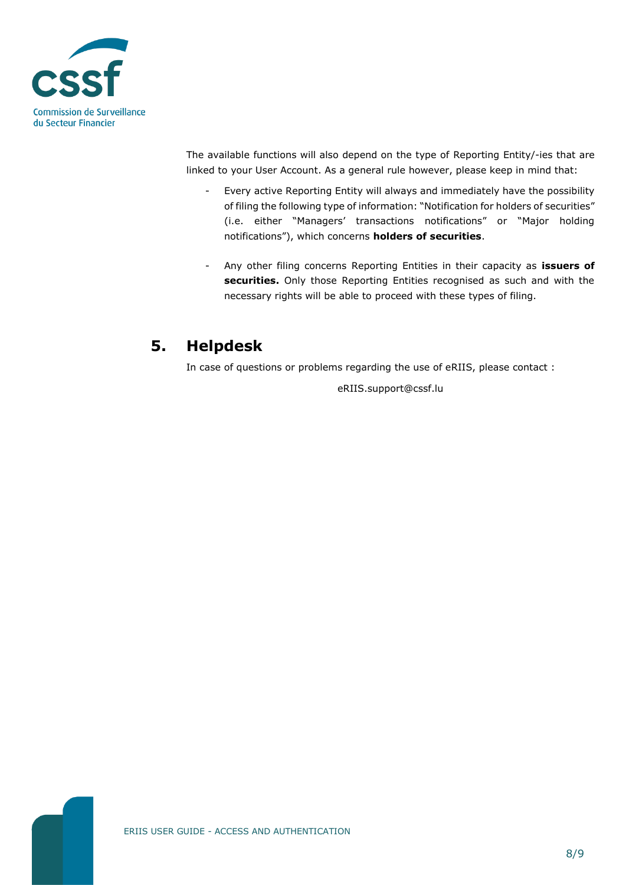The available functions will also depend on the type of Reporting Entity/-ies that are linked to your User Account. As a general rule however, please keep in mind that:

- Every active Reporting Entity will always and immediately have the possibility of filing the following type of information: "Notification for holders of securities" (i.e. either "Managers' transactions notifications" or "Major holding notifications"), which concerns **holders of securities**.

- Any other filing concerns Reporting Entities in their capacity as **issuers of securities.** Only those Reporting Entities recognised as such and with the necessary rights will be able to proceed with these types of filing.

## 5. Helpdesk

In case of questions or problems regarding the use of eRIIS, please contact :

eRIIS.support@cssf.lu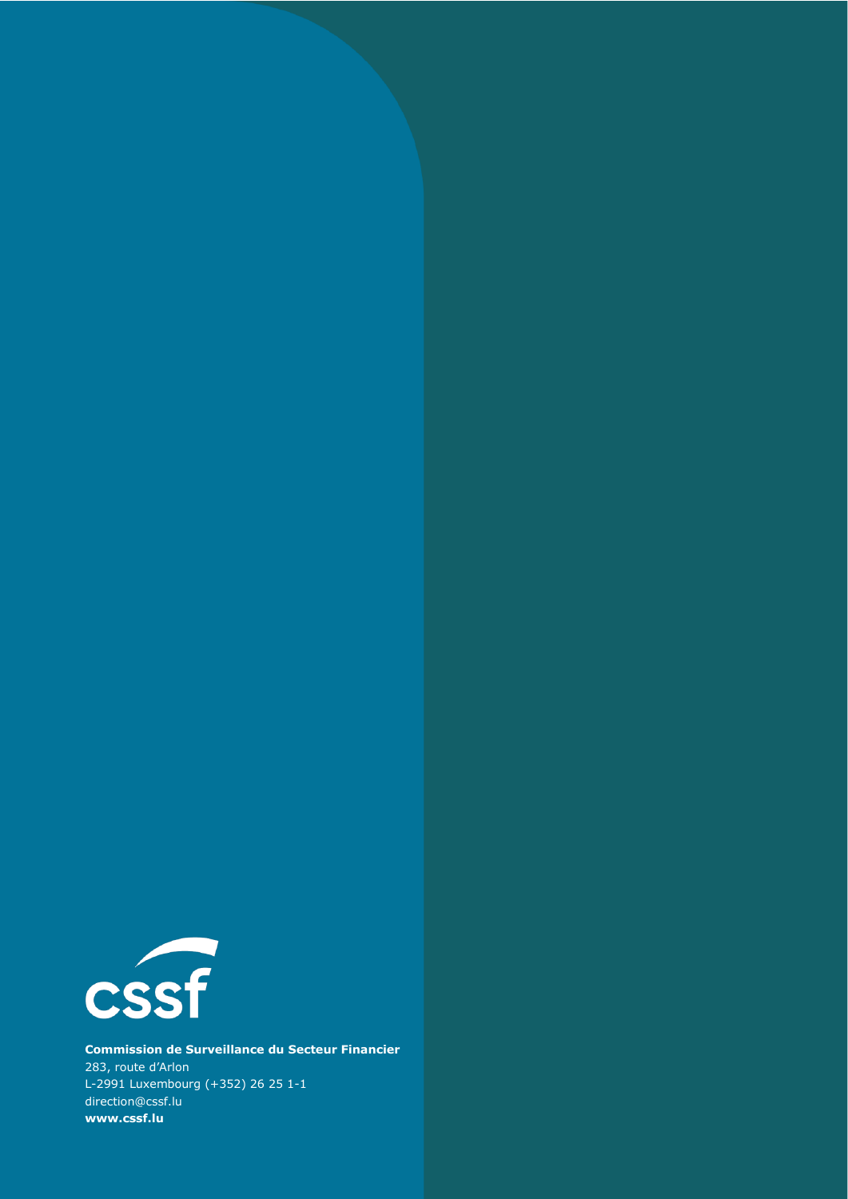cssf

**Commission de Surveillance du Secteur Financier**
283, route d'Arlon
L-2991 Luxembourg (+352) 26 25 1-1
direction@cssf.lu
**www.cssf.lu**